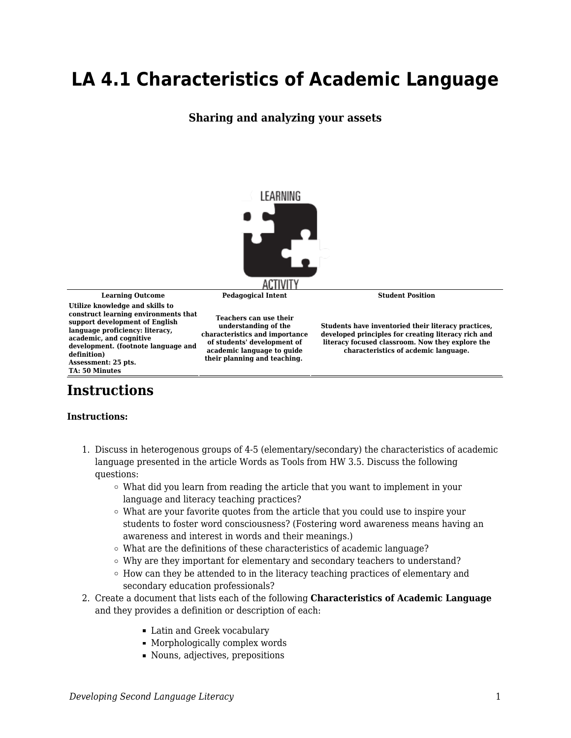# LA 4.1 Characteristics of Academic Language

**Sharing and analyzing your assets**

| Learning Outcome | Pedagogical Intent | Student Position |
| --- | --- | --- |
| **Utilize knowledge and skills to construct learning environments that support development of English language proficiency: literacy, academic, and cognitive development. (footnote language and definition)** **Assessment: 25 pts.** **TA: 50 Minutes** | **Teachers can use their understanding of the characteristics and importance of students' development of academic language to guide their planning and teaching.** | **Students have inventoried their literacy practices, developed principles for creating literacy rich and literacy focused classroom. Now they explore the characteristics of acdemic language.** |

## Instructions

**Instructions:**

1. Discuss in heterogenous groups of 4-5 (elementary/secondary) the characteristics of academic language presented in the article Words as Tools from HW 3.5. Discuss the following questions:
   - What did you learn from reading the article that you want to implement in your language and literacy teaching practices?
   - What are your favorite quotes from the article that you could use to inspire your students to foster word consciousness? (Fostering word awareness means having an awareness and interest in words and their meanings.)
   - What are the definitions of these characteristics of academic language?
   - Why are they important for elementary and secondary teachers to understand?
   - How can they be attended to in the literacy teaching practices of elementary and secondary education professionals?
2. Create a document that lists each of the following **Characteristics of Academic Language** and they provides a definition or description of each:
   - Latin and Greek vocabulary
   - Morphologically complex words
   - Nouns, adjectives, prepositions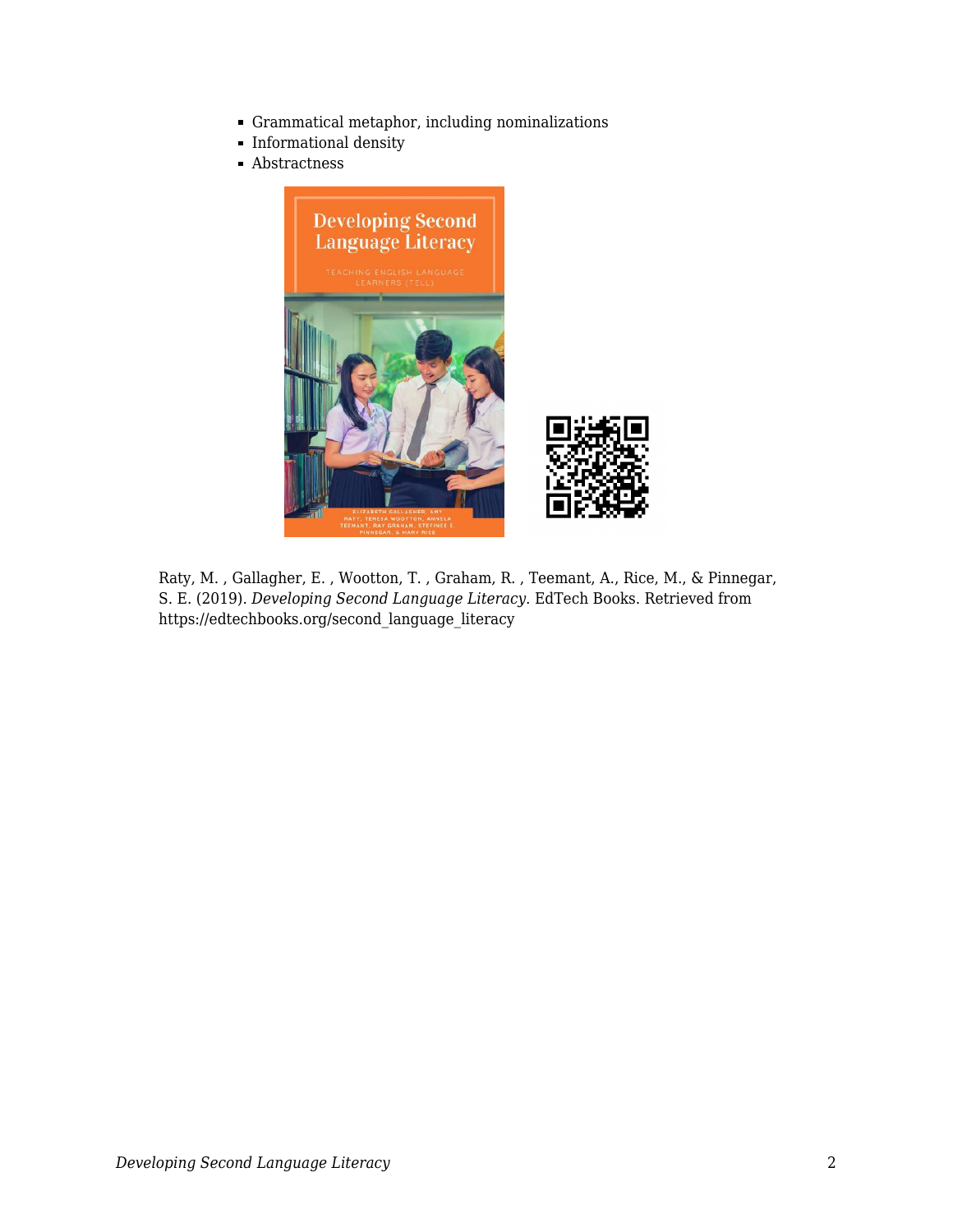- Grammatical metaphor, including nominalizations
- Informational density
- Abstractness

Raty, M. , Gallagher, E. , Wootton, T. , Graham, R. , Teemant, A., Rice, M., & Pinnegar, S. E. (2019). *Developing Second Language Literacy*. EdTech Books. Retrieved from https://edtechbooks.org/second_language_literacy